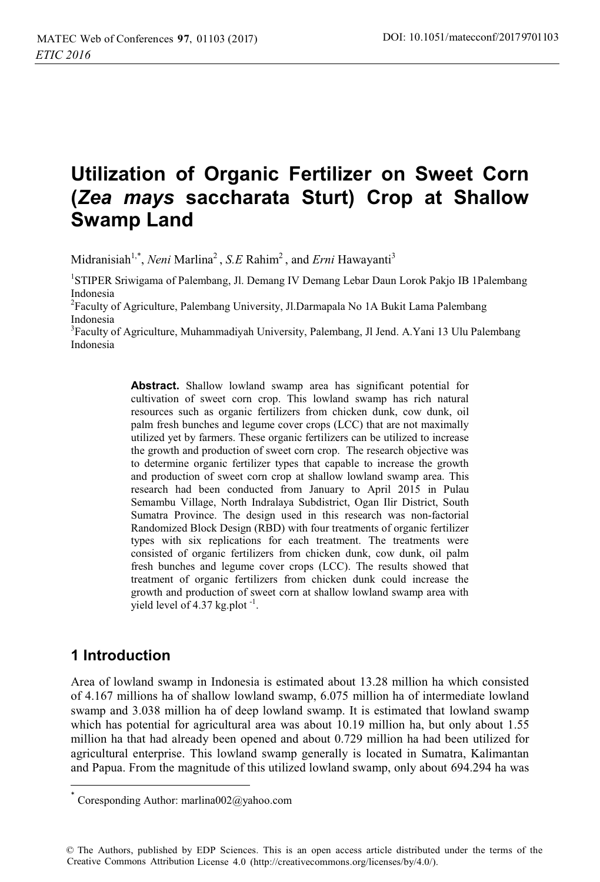# Utilization of Organic Fertilizer on Sweet Corn (*Zea mays* saccharata Sturt) Crop at Shallow Swamp Land

Midranisiah[1,*], *Neni* Marlina[2], *S.E* Rahim[2], and *Erni* Hawayanti[3]

[1]STIPER Sriwigama of Palembang, Jl. Demang IV Demang Lebar Daun Lorok Pakjo IB 1Palembang Indonesia

[2]Faculty of Agriculture, Palembang University, Jl.Darmapala No 1A Bukit Lama Palembang Indonesia

[3]Faculty of Agriculture, Muhammadiyah University, Palembang, Jl Jend. A.Yani 13 Ulu Palembang Indonesia

**Abstract.** Shallow lowland swamp area has significant potential for cultivation of sweet corn crop. This lowland swamp has rich natural resources such as organic fertilizers from chicken dunk, cow dunk, oil palm fresh bunches and legume cover crops (LCC) that are not maximally utilized yet by farmers. These organic fertilizers can be utilized to increase the growth and production of sweet corn crop. The research objective was to determine organic fertilizer types that capable to increase the growth and production of sweet corn crop at shallow lowland swamp area. This research had been conducted from January to April 2015 in Pulau Semambu Village, North Indralaya Subdistrict, Ogan Ilir District, South Sumatra Province. The design used in this research was non-factorial Randomized Block Design (RBD) with four treatments of organic fertilizer types with six replications for each treatment. The treatments were consisted of organic fertilizers from chicken dunk, cow dunk, oil palm fresh bunches and legume cover crops (LCC). The results showed that treatment of organic fertilizers from chicken dunk could increase the growth and production of sweet corn at shallow lowland swamp area with yield level of 4.37 kg.plot $^{-1}$.

## 1 Introduction

Area of lowland swamp in Indonesia is estimated about 13.28 million ha which consisted of 4.167 millions ha of shallow lowland swamp, 6.075 million ha of intermediate lowland swamp and 3.038 million ha of deep lowland swamp. It is estimated that lowland swamp which has potential for agricultural area was about 10.19 million ha, but only about 1.55 million ha that had already been opened and about 0.729 million ha had been utilized for agricultural enterprise. This lowland swamp generally is located in Sumatra, Kalimantan and Papua. From the magnitude of this utilized lowland swamp, only about 694.294 ha was

[*] Coresponding Author: marlina002@yahoo.com

© The Authors, published by EDP Sciences. This is an open access article distributed under the terms of the Creative Commons Attribution License 4.0 (http://creativecommons.org/licenses/by/4.0/).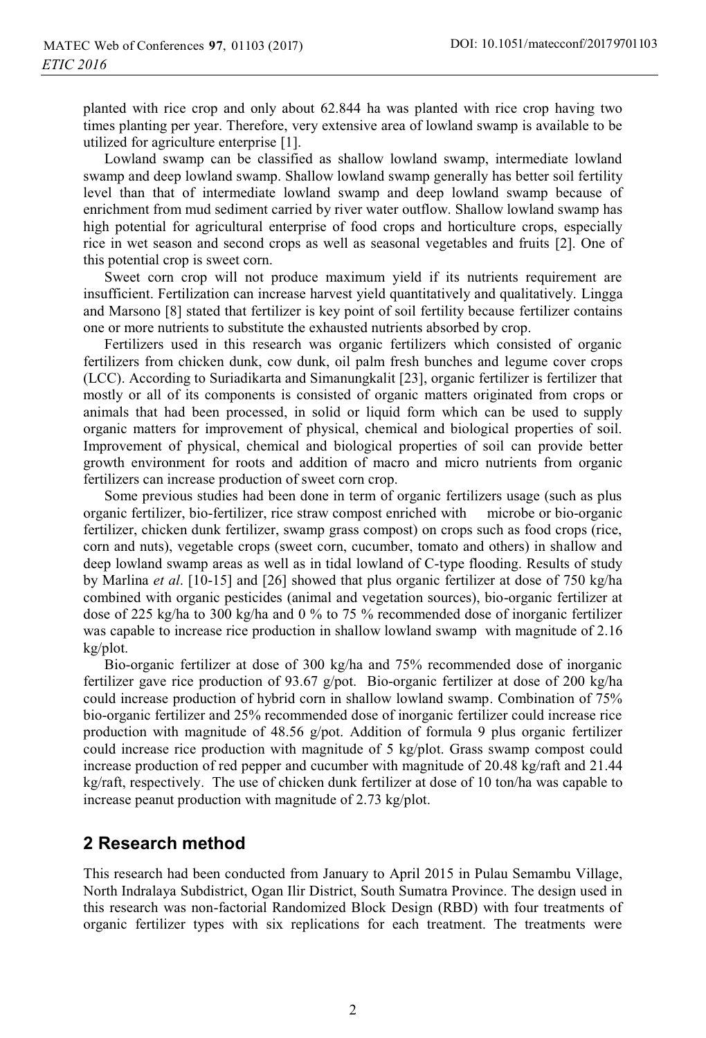planted with rice crop and only about 62.844 ha was planted with rice crop having two times planting per year. Therefore, very extensive area of lowland swamp is available to be utilized for agriculture enterprise [1].

Lowland swamp can be classified as shallow lowland swamp, intermediate lowland swamp and deep lowland swamp. Shallow lowland swamp generally has better soil fertility level than that of intermediate lowland swamp and deep lowland swamp because of enrichment from mud sediment carried by river water outflow. Shallow lowland swamp has high potential for agricultural enterprise of food crops and horticulture crops, especially rice in wet season and second crops as well as seasonal vegetables and fruits [2]. One of this potential crop is sweet corn.

Sweet corn crop will not produce maximum yield if its nutrients requirement are insufficient. Fertilization can increase harvest yield quantitatively and qualitatively. Lingga and Marsono [8] stated that fertilizer is key point of soil fertility because fertilizer contains one or more nutrients to substitute the exhausted nutrients absorbed by crop.

Fertilizers used in this research was organic fertilizers which consisted of organic fertilizers from chicken dunk, cow dunk, oil palm fresh bunches and legume cover crops (LCC). According to Suriadikarta and Simanungkalit [23], organic fertilizer is fertilizer that mostly or all of its components is consisted of organic matters originated from crops or animals that had been processed, in solid or liquid form which can be used to supply organic matters for improvement of physical, chemical and biological properties of soil. Improvement of physical, chemical and biological properties of soil can provide better growth environment for roots and addition of macro and micro nutrients from organic fertilizers can increase production of sweet corn crop.

Some previous studies had been done in term of organic fertilizers usage (such as plus organic fertilizer, bio-fertilizer, rice straw compost enriched with microbe or bio-organic fertilizer, chicken dunk fertilizer, swamp grass compost) on crops such as food crops (rice, corn and nuts), vegetable crops (sweet corn, cucumber, tomato and others) in shallow and deep lowland swamp areas as well as in tidal lowland of C-type flooding. Results of study by Marlina *et al*. [10-15] and [26] showed that plus organic fertilizer at dose of 750 kg/ha combined with organic pesticides (animal and vegetation sources), bio-organic fertilizer at dose of 225 kg/ha to 300 kg/ha and 0 % to 75 % recommended dose of inorganic fertilizer was capable to increase rice production in shallow lowland swamp with magnitude of 2.16 kg/plot.

Bio-organic fertilizer at dose of 300 kg/ha and 75% recommended dose of inorganic fertilizer gave rice production of 93.67 g/pot. Bio-organic fertilizer at dose of 200 kg/ha could increase production of hybrid corn in shallow lowland swamp. Combination of 75% bio-organic fertilizer and 25% recommended dose of inorganic fertilizer could increase rice production with magnitude of 48.56 g/pot. Addition of formula 9 plus organic fertilizer could increase rice production with magnitude of 5 kg/plot. Grass swamp compost could increase production of red pepper and cucumber with magnitude of 20.48 kg/raft and 21.44 kg/raft, respectively. The use of chicken dunk fertilizer at dose of 10 ton/ha was capable to increase peanut production with magnitude of 2.73 kg/plot.

## 2 Research method

This research had been conducted from January to April 2015 in Pulau Semambu Village, North Indralaya Subdistrict, Ogan Ilir District, South Sumatra Province. The design used in this research was non-factorial Randomized Block Design (RBD) with four treatments of organic fertilizer types with six replications for each treatment. The treatments were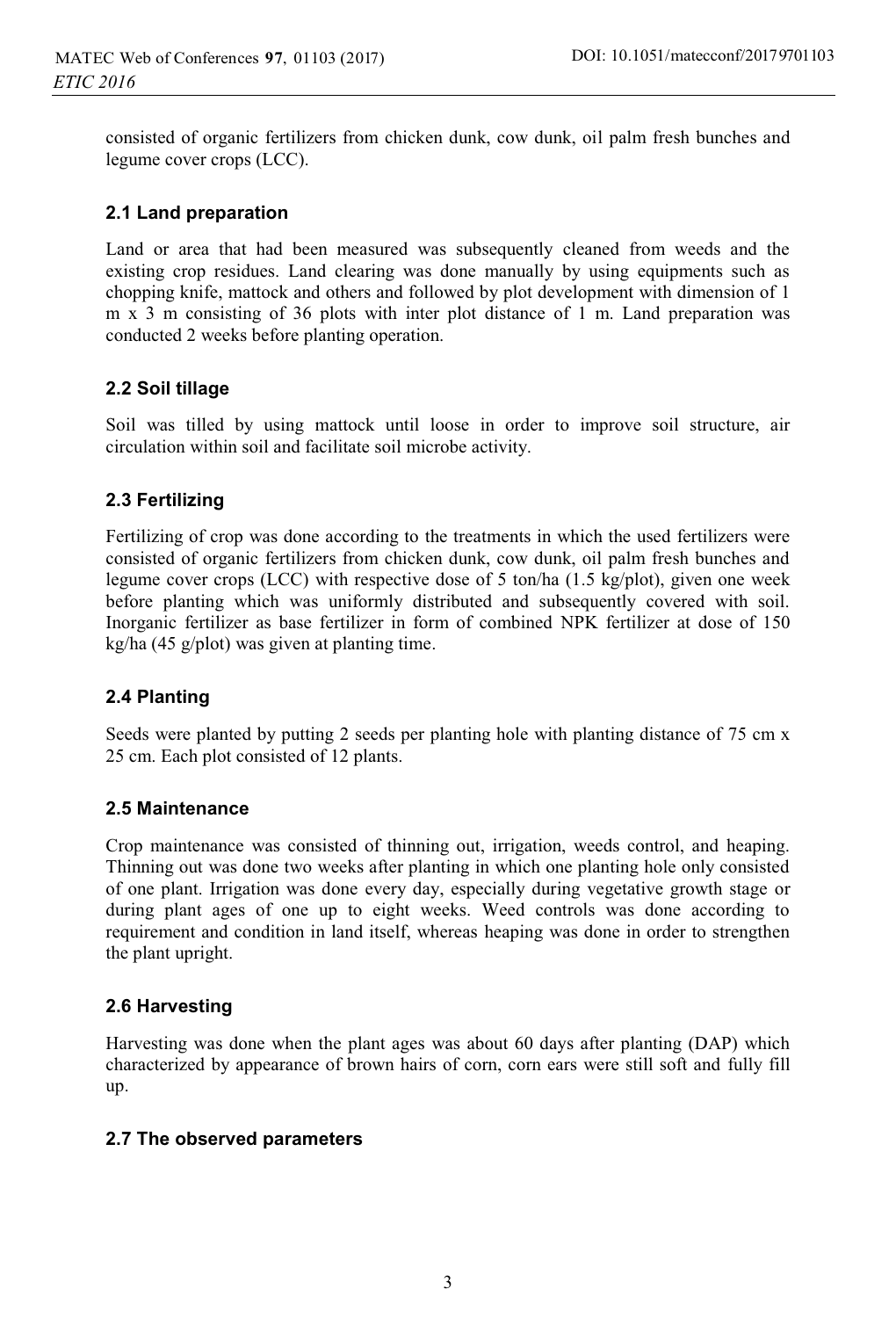consisted of organic fertilizers from chicken dunk, cow dunk, oil palm fresh bunches and legume cover crops (LCC).

### 2.1 Land preparation

Land or area that had been measured was subsequently cleaned from weeds and the existing crop residues. Land clearing was done manually by using equipments such as chopping knife, mattock and others and followed by plot development with dimension of 1 m x 3 m consisting of 36 plots with inter plot distance of 1 m. Land preparation was conducted 2 weeks before planting operation.

### 2.2 Soil tillage

Soil was tilled by using mattock until loose in order to improve soil structure, air circulation within soil and facilitate soil microbe activity.

### 2.3 Fertilizing

Fertilizing of crop was done according to the treatments in which the used fertilizers were consisted of organic fertilizers from chicken dunk, cow dunk, oil palm fresh bunches and legume cover crops (LCC) with respective dose of 5 ton/ha (1.5 kg/plot), given one week before planting which was uniformly distributed and subsequently covered with soil. Inorganic fertilizer as base fertilizer in form of combined NPK fertilizer at dose of 150 kg/ha (45 g/plot) was given at planting time.

### 2.4 Planting

Seeds were planted by putting 2 seeds per planting hole with planting distance of 75 cm x 25 cm. Each plot consisted of 12 plants.

### 2.5 Maintenance

Crop maintenance was consisted of thinning out, irrigation, weeds control, and heaping. Thinning out was done two weeks after planting in which one planting hole only consisted of one plant. Irrigation was done every day, especially during vegetative growth stage or during plant ages of one up to eight weeks. Weed controls was done according to requirement and condition in land itself, whereas heaping was done in order to strengthen the plant upright.

### 2.6 Harvesting

Harvesting was done when the plant ages was about 60 days after planting (DAP) which characterized by appearance of brown hairs of corn, corn ears were still soft and fully fill up.

### 2.7 The observed parameters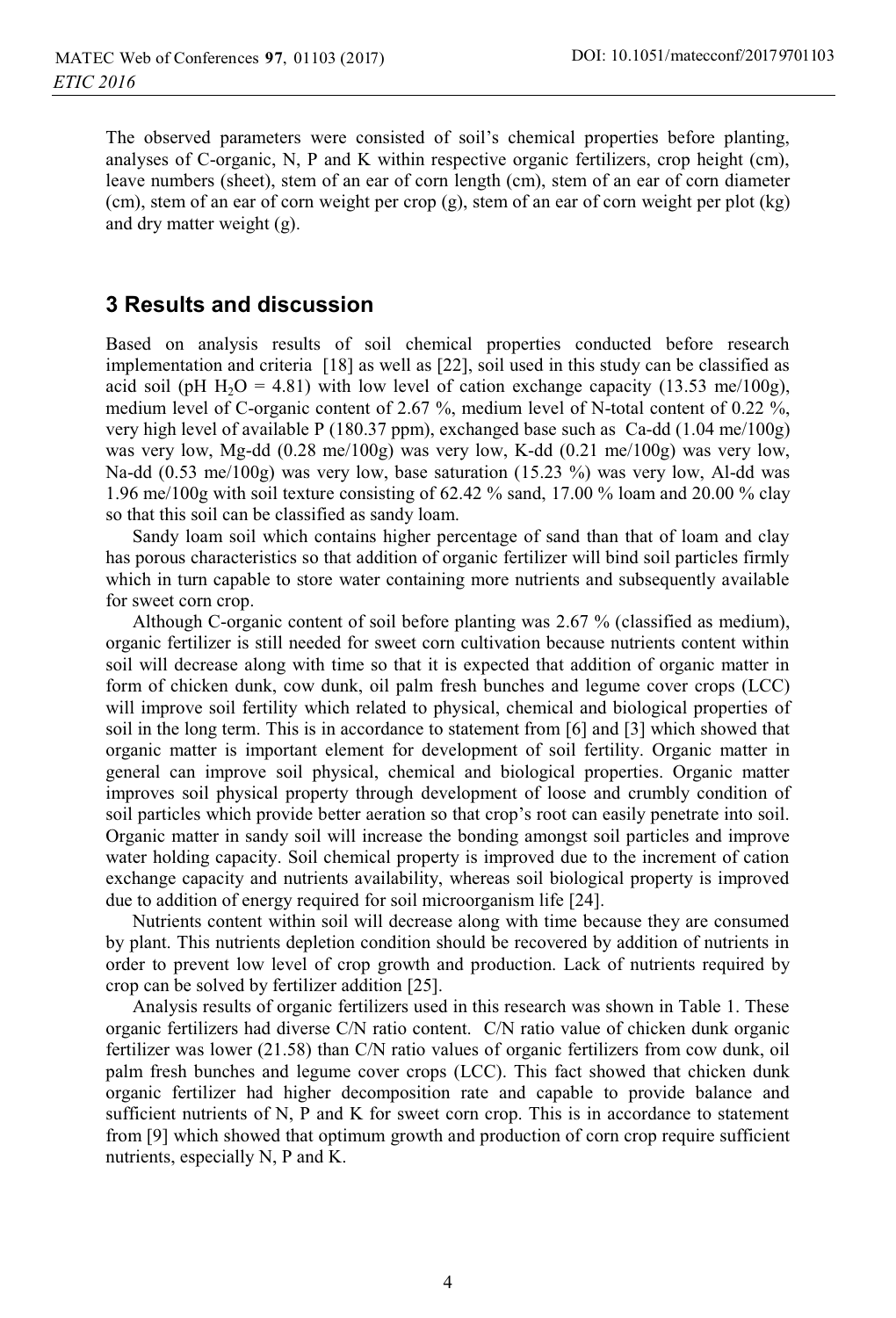The observed parameters were consisted of soil's chemical properties before planting, analyses of C-organic, N, P and K within respective organic fertilizers, crop height (cm), leave numbers (sheet), stem of an ear of corn length (cm), stem of an ear of corn diameter (cm), stem of an ear of corn weight per crop (g), stem of an ear of corn weight per plot (kg) and dry matter weight (g).

## 3 Results and discussion

Based on analysis results of soil chemical properties conducted before research implementation and criteria [18] as well as [22], soil used in this study can be classified as acid soil (pH $H_2O$ = 4.81) with low level of cation exchange capacity (13.53 me/100g), medium level of C-organic content of 2.67 %, medium level of N-total content of 0.22 %, very high level of available P (180.37 ppm), exchanged base such as Ca-dd (1.04 me/100g) was very low, Mg-dd (0.28 me/100g) was very low, K-dd (0.21 me/100g) was very low, Na-dd (0.53 me/100g) was very low, base saturation (15.23 %) was very low, Al-dd was 1.96 me/100g with soil texture consisting of 62.42 % sand, 17.00 % loam and 20.00 % clay so that this soil can be classified as sandy loam.

Sandy loam soil which contains higher percentage of sand than that of loam and clay has porous characteristics so that addition of organic fertilizer will bind soil particles firmly which in turn capable to store water containing more nutrients and subsequently available for sweet corn crop.

Although C-organic content of soil before planting was 2.67 % (classified as medium), organic fertilizer is still needed for sweet corn cultivation because nutrients content within soil will decrease along with time so that it is expected that addition of organic matter in form of chicken dunk, cow dunk, oil palm fresh bunches and legume cover crops (LCC) will improve soil fertility which related to physical, chemical and biological properties of soil in the long term. This is in accordance to statement from [6] and [3] which showed that organic matter is important element for development of soil fertility. Organic matter in general can improve soil physical, chemical and biological properties. Organic matter improves soil physical property through development of loose and crumbly condition of soil particles which provide better aeration so that crop's root can easily penetrate into soil. Organic matter in sandy soil will increase the bonding amongst soil particles and improve water holding capacity. Soil chemical property is improved due to the increment of cation exchange capacity and nutrients availability, whereas soil biological property is improved due to addition of energy required for soil microorganism life [24].

Nutrients content within soil will decrease along with time because they are consumed by plant. This nutrients depletion condition should be recovered by addition of nutrients in order to prevent low level of crop growth and production. Lack of nutrients required by crop can be solved by fertilizer addition [25].

Analysis results of organic fertilizers used in this research was shown in Table 1. These organic fertilizers had diverse C/N ratio content. C/N ratio value of chicken dunk organic fertilizer was lower (21.58) than C/N ratio values of organic fertilizers from cow dunk, oil palm fresh bunches and legume cover crops (LCC). This fact showed that chicken dunk organic fertilizer had higher decomposition rate and capable to provide balance and sufficient nutrients of N, P and K for sweet corn crop. This is in accordance to statement from [9] which showed that optimum growth and production of corn crop require sufficient nutrients, especially N, P and K.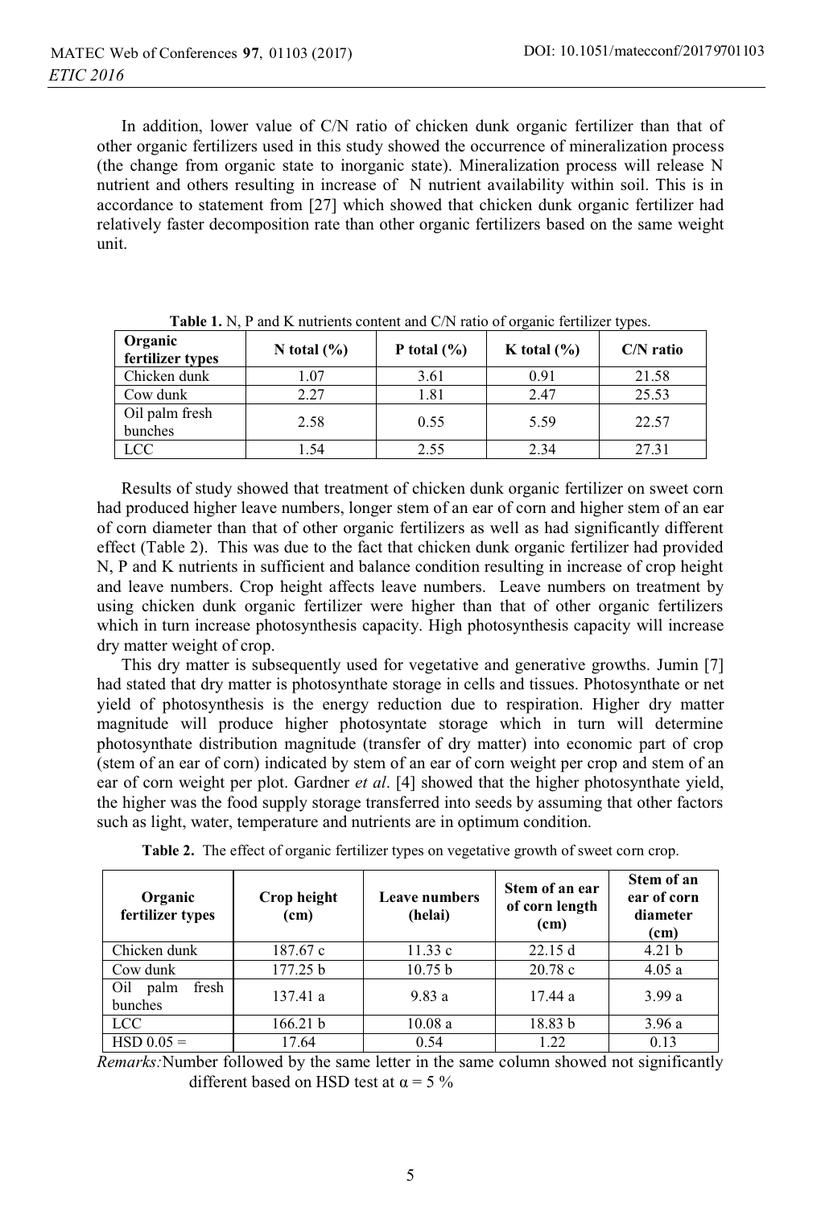In addition, lower value of C/N ratio of chicken dunk organic fertilizer than that of other organic fertilizers used in this study showed the occurrence of mineralization process (the change from organic state to inorganic state). Mineralization process will release N nutrient and others resulting in increase of N nutrient availability within soil. This is in accordance to statement from [27] which showed that chicken dunk organic fertilizer had relatively faster decomposition rate than other organic fertilizers based on the same weight unit.

**Table 1.** N, P and K nutrients content and C/N ratio of organic fertilizer types.

| Organic fertilizer types | N total (%) | P total (%) | K total (%) | C/N ratio |
|---|---|---|---|---|
| Chicken dunk | 1.07 | 3.61 | 0.91 | 21.58 |
| Cow dunk | 2.27 | 1.81 | 2.47 | 25.53 |
| Oil palm fresh bunches | 2.58 | 0.55 | 5.59 | 22.57 |
| LCC | 1.54 | 2.55 | 2.34 | 27.31 |

Results of study showed that treatment of chicken dunk organic fertilizer on sweet corn had produced higher leave numbers, longer stem of an ear of corn and higher stem of an ear of corn diameter than that of other organic fertilizers as well as had significantly different effect (Table 2). This was due to the fact that chicken dunk organic fertilizer had provided N, P and K nutrients in sufficient and balance condition resulting in increase of crop height and leave numbers. Crop height affects leave numbers. Leave numbers on treatment by using chicken dunk organic fertilizer were higher than that of other organic fertilizers which in turn increase photosynthesis capacity. High photosynthesis capacity will increase dry matter weight of crop.

This dry matter is subsequently used for vegetative and generative growths. Jumin [7] had stated that dry matter is photosynthate storage in cells and tissues. Photosynthate or net yield of photosynthesis is the energy reduction due to respiration. Higher dry matter magnitude will produce higher photosyntate storage which in turn will determine photosynthate distribution magnitude (transfer of dry matter) into economic part of crop (stem of an ear of corn) indicated by stem of an ear of corn weight per crop and stem of an ear of corn weight per plot. Gardner *et al*. [4] showed that the higher photosynthate yield, the higher was the food supply storage transferred into seeds by assuming that other factors such as light, water, temperature and nutrients are in optimum condition.

**Table 2.** The effect of organic fertilizer types on vegetative growth of sweet corn crop.

| Organic fertilizer types | Crop height (cm) | Leave numbers (helai) | Stem of an ear of corn length (cm) | Stem of an ear of corn diameter (cm) |
|---|---|---|---|---|
| Chicken dunk | 187.67 c | 11.33 c | 22.15 d | 4.21 b |
| Cow dunk | 177.25 b | 10.75 b | 20.78 c | 4.05 a |
| Oil palm fresh bunches | 137.41 a | 9.83 a | 17.44 a | 3.99 a |
| LCC | 166.21 b | 10.08 a | 18.83 b | 3.96 a |
| HSD 0.05 = | 17.64 | 0.54 | 1.22 | 0.13 |

*Remarks:* Number followed by the same letter in the same column showed not significantly different based on HSD test at $\alpha = 5$ %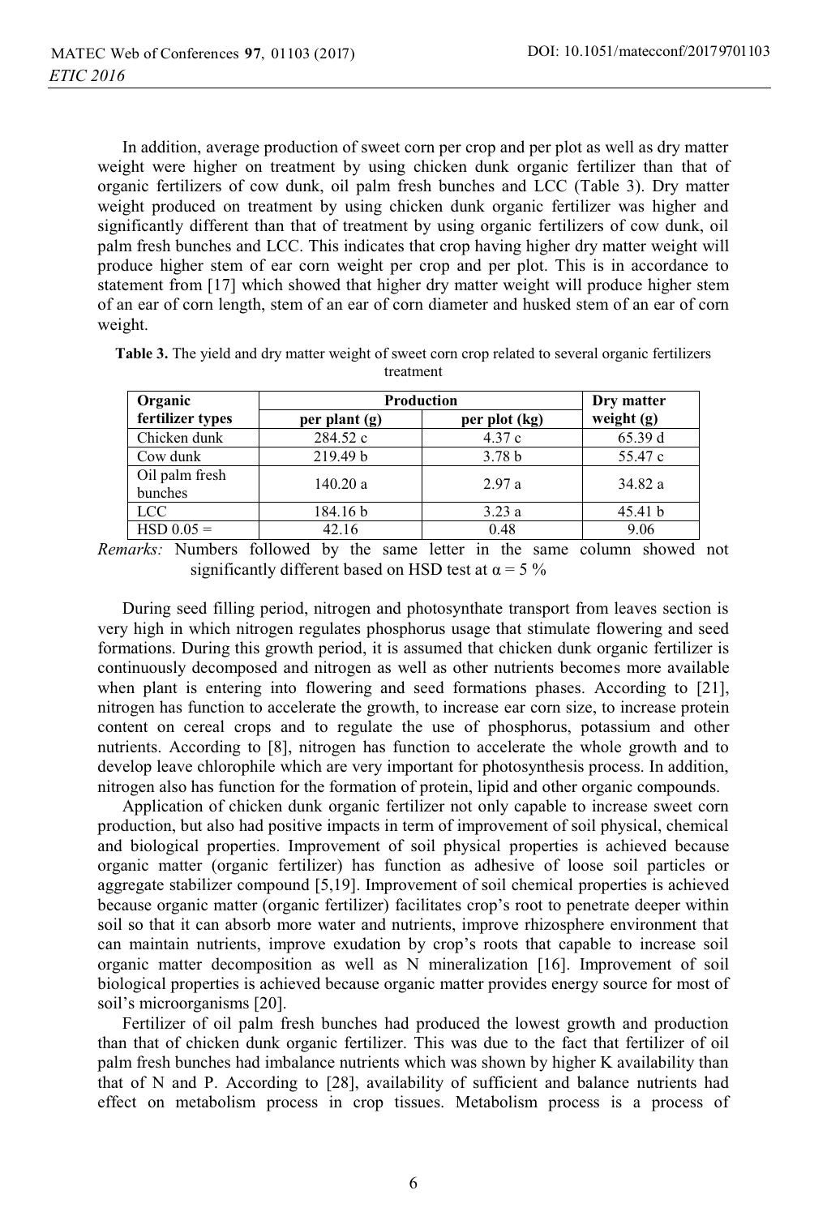In addition, average production of sweet corn per crop and per plot as well as dry matter weight were higher on treatment by using chicken dunk organic fertilizer than that of organic fertilizers of cow dunk, oil palm fresh bunches and LCC (Table 3). Dry matter weight produced on treatment by using chicken dunk organic fertilizer was higher and significantly different than that of treatment by using organic fertilizers of cow dunk, oil palm fresh bunches and LCC. This indicates that crop having higher dry matter weight will produce higher stem of ear corn weight per crop and per plot. This is in accordance to statement from [17] which showed that higher dry matter weight will produce higher stem of an ear of corn length, stem of an ear of corn diameter and husked stem of an ear of corn weight.

**Table 3.** The yield and dry matter weight of sweet corn crop related to several organic fertilizers treatment

| Organic fertilizer types | Production | | Dry matter weight (g) |
|---|---|---|---|
| | per plant (g) | per plot (kg) | |
| Chicken dunk | 284.52 c | 4.37 c | 65.39 d |
| Cow dunk | 219.49 b | 3.78 b | 55.47 c |
| Oil palm fresh bunches | 140.20 a | 2.97 a | 34.82 a |
| LCC | 184.16 b | 3.23 a | 45.41 b |
| HSD 0.05 = | 42.16 | 0.48 | 9.06 |

*Remarks:* Numbers followed by the same letter in the same column showed not significantly different based on HSD test at $\alpha = 5$ %

During seed filling period, nitrogen and photosynthate transport from leaves section is very high in which nitrogen regulates phosphorus usage that stimulate flowering and seed formations. During this growth period, it is assumed that chicken dunk organic fertilizer is continuously decomposed and nitrogen as well as other nutrients becomes more available when plant is entering into flowering and seed formations phases. According to [21], nitrogen has function to accelerate the growth, to increase ear corn size, to increase protein content on cereal crops and to regulate the use of phosphorus, potassium and other nutrients. According to [8], nitrogen has function to accelerate the whole growth and to develop leave chlorophile which are very important for photosynthesis process. In addition, nitrogen also has function for the formation of protein, lipid and other organic compounds.

Application of chicken dunk organic fertilizer not only capable to increase sweet corn production, but also had positive impacts in term of improvement of soil physical, chemical and biological properties. Improvement of soil physical properties is achieved because organic matter (organic fertilizer) has function as adhesive of loose soil particles or aggregate stabilizer compound [5,19]. Improvement of soil chemical properties is achieved because organic matter (organic fertilizer) facilitates crop's root to penetrate deeper within soil so that it can absorb more water and nutrients, improve rhizosphere environment that can maintain nutrients, improve exudation by crop's roots that capable to increase soil organic matter decomposition as well as N mineralization [16]. Improvement of soil biological properties is achieved because organic matter provides energy source for most of soil's microorganisms [20].

Fertilizer of oil palm fresh bunches had produced the lowest growth and production than that of chicken dunk organic fertilizer. This was due to the fact that fertilizer of oil palm fresh bunches had imbalance nutrients which was shown by higher K availability than that of N and P. According to [28], availability of sufficient and balance nutrients had effect on metabolism process in crop tissues. Metabolism process is a process of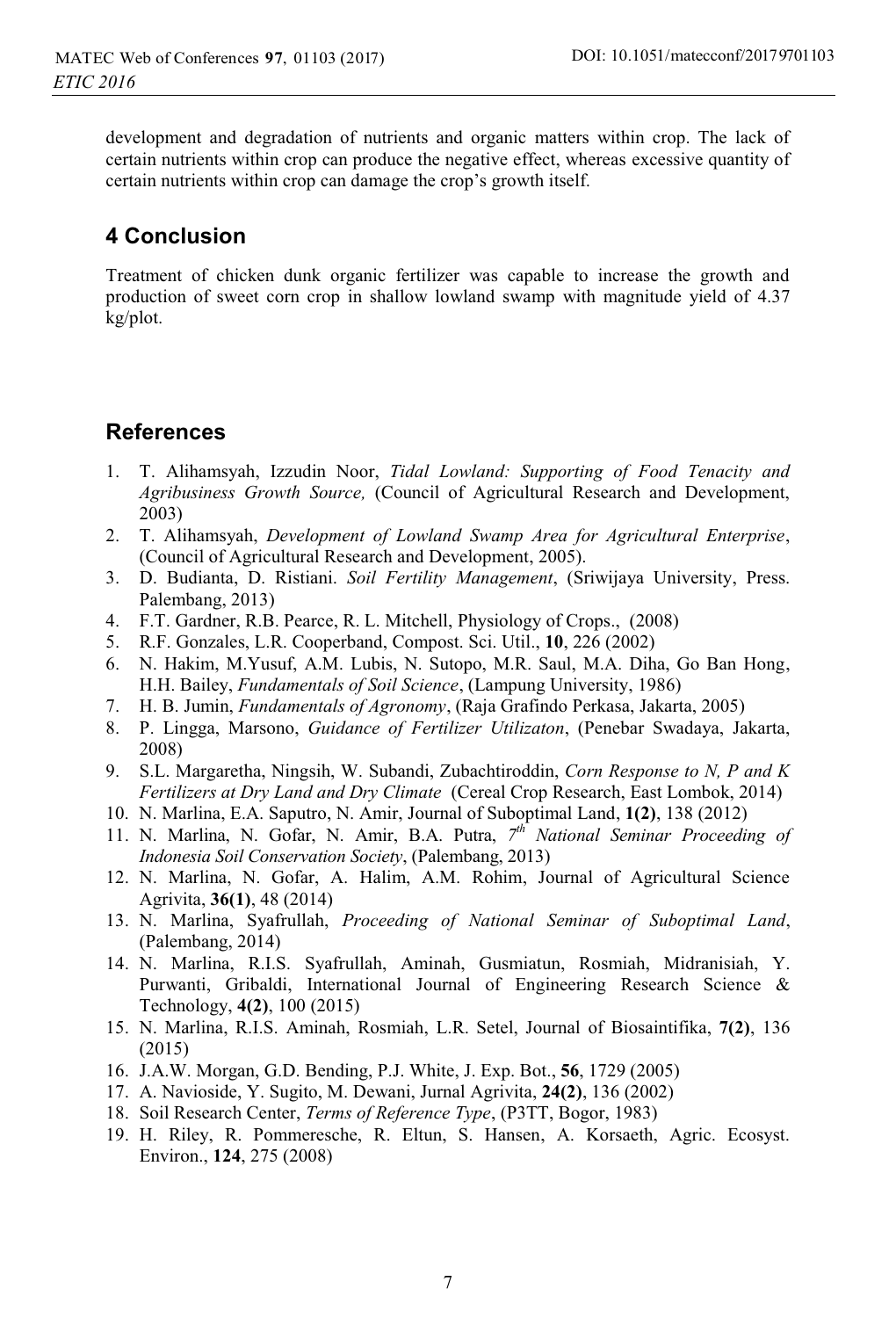development and degradation of nutrients and organic matters within crop. The lack of certain nutrients within crop can produce the negative effect, whereas excessive quantity of certain nutrients within crop can damage the crop's growth itself.

## 4 Conclusion

Treatment of chicken dunk organic fertilizer was capable to increase the growth and production of sweet corn crop in shallow lowland swamp with magnitude yield of 4.37 kg/plot.

## References

1. T. Alihamsyah, Izzudin Noor, *Tidal Lowland: Supporting of Food Tenacity and Agribusiness Growth Source,* (Council of Agricultural Research and Development, 2003)
2. T. Alihamsyah, *Development of Lowland Swamp Area for Agricultural Enterprise*, (Council of Agricultural Research and Development, 2005).
3. D. Budianta, D. Ristiani. *Soil Fertility Management*, (Sriwijaya University, Press. Palembang, 2013)
4. F.T. Gardner, R.B. Pearce, R. L. Mitchell, Physiology of Crops., (2008)
5. R.F. Gonzales, L.R. Cooperband, Compost. Sci. Util., **10**, 226 (2002)
6. N. Hakim, M.Yusuf, A.M. Lubis, N. Sutopo, M.R. Saul, M.A. Diha, Go Ban Hong, H.H. Bailey, *Fundamentals of Soil Science*, (Lampung University, 1986)
7. H. B. Jumin, *Fundamentals of Agronomy*, (Raja Grafindo Perkasa, Jakarta, 2005)
8. P. Lingga, Marsono, *Guidance of Fertilizer Utilizaton*, (Penebar Swadaya, Jakarta, 2008)
9. S.L. Margaretha, Ningsih, W. Subandi, Zubachtiroddin, *Corn Response to N, P and K Fertilizers at Dry Land and Dry Climate* (Cereal Crop Research, East Lombok, 2014)
10. N. Marlina, E.A. Saputro, N. Amir, Journal of Suboptimal Land, **1(2)**, 138 (2012)
11. N. Marlina, N. Gofar, N. Amir, B.A. Putra, *7th National Seminar Proceeding of Indonesia Soil Conservation Society*, (Palembang, 2013)
12. N. Marlina, N. Gofar, A. Halim, A.M. Rohim, Journal of Agricultural Science Agrivita, **36(1)**, 48 (2014)
13. N. Marlina, Syafrullah, *Proceeding of National Seminar of Suboptimal Land*, (Palembang, 2014)
14. N. Marlina, R.I.S. Syafrullah, Aminah, Gusmiatun, Rosmiah, Midranisiah, Y. Purwanti, Gribaldi, International Journal of Engineering Research Science & Technology, **4(2)**, 100 (2015)
15. N. Marlina, R.I.S. Aminah, Rosmiah, L.R. Setel, Journal of Biosaintifika, **7(2)**, 136 (2015)
16. J.A.W. Morgan, G.D. Bending, P.J. White, J. Exp. Bot., **56**, 1729 (2005)
17. A. Navioside, Y. Sugito, M. Dewani, Jurnal Agrivita, **24(2)**, 136 (2002)
18. Soil Research Center, *Terms of Reference Type*, (P3TT, Bogor, 1983)
19. H. Riley, R. Pommeresche, R. Eltun, S. Hansen, A. Korsaeth, Agric. Ecosyst. Environ., **124**, 275 (2008)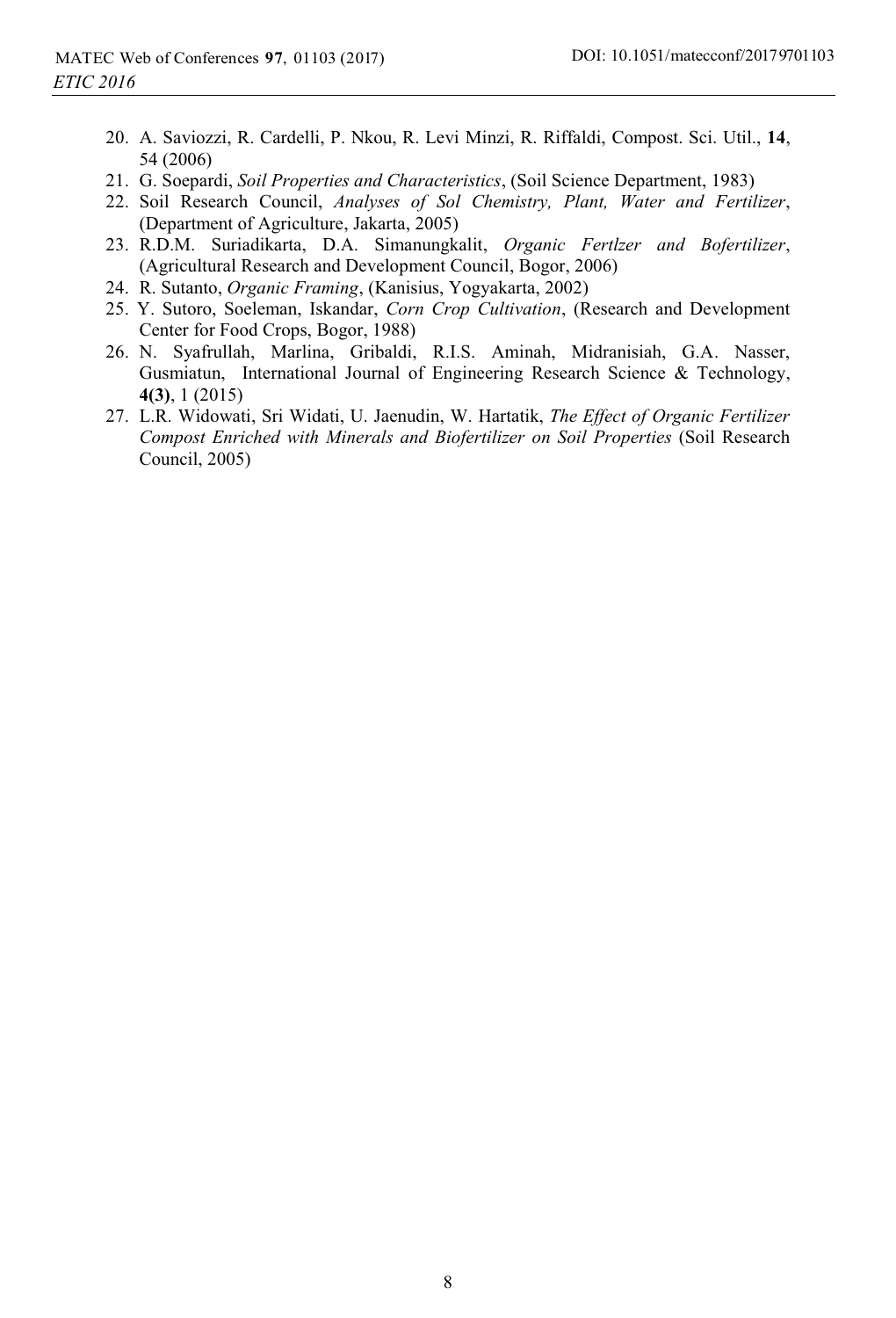20. A. Saviozzi, R. Cardelli, P. Nkou, R. Levi Minzi, R. Riffaldi, Compost. Sci. Util., **14**, 54 (2006)
21. G. Soepardi, *Soil Properties and Characteristics*, (Soil Science Department, 1983)
22. Soil Research Council, *Analyses of Sol Chemistry, Plant, Water and Fertilizer*, (Department of Agriculture, Jakarta, 2005)
23. R.D.M. Suriadikarta, D.A. Simanungkalit, *Organic Fertlzer and Bofertilizer*, (Agricultural Research and Development Council, Bogor, 2006)
24. R. Sutanto, *Organic Framing*, (Kanisius, Yogyakarta, 2002)
25. Y. Sutoro, Soeleman, Iskandar, *Corn Crop Cultivation*, (Research and Development Center for Food Crops, Bogor, 1988)
26. N. Syafrullah, Marlina, Gribaldi, R.I.S. Aminah, Midranisiah, G.A. Nasser, Gusmiatun, International Journal of Engineering Research Science & Technology, **4(3)**, 1 (2015)
27. L.R. Widowati, Sri Widati, U. Jaenudin, W. Hartatik, *The Effect of Organic Fertilizer Compost Enriched with Minerals and Biofertilizer on Soil Properties* (Soil Research Council, 2005)